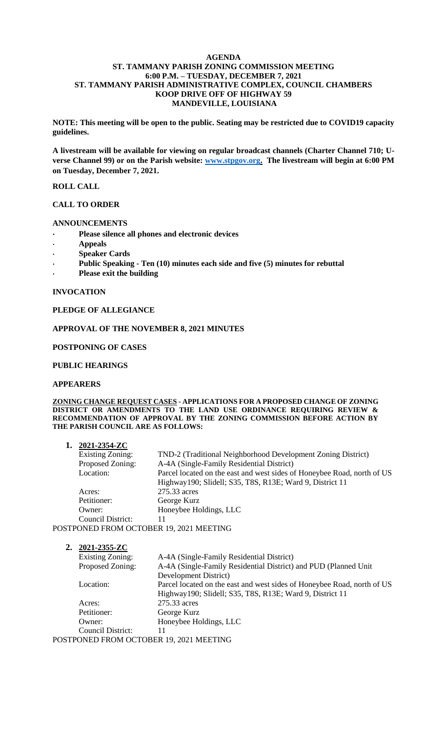# AGENDA
## ST. TAMMANY PARISH ZONING COMMISSION MEETING
## 6:00 P.M. – TUESDAY, DECEMBER 7, 2021
## ST. TAMMANY PARISH ADMINISTRATIVE COMPLEX, COUNCIL CHAMBERS
## KOOP DRIVE OFF OF HIGHWAY 59
## MANDEVILLE, LOUISIANA

**NOTE: This meeting will be open to the public. Seating may be restricted due to COVID19 capacity guidelines.**

**A livestream will be available for viewing on regular broadcast channels (Charter Channel 710; U-verse Channel 99) or on the Parish website: www.stpgov.org. The livestream will begin at 6:00 PM on Tuesday, December 7, 2021.**

**ROLL CALL**

**CALL TO ORDER**

**ANNOUNCEMENTS**

- **Please silence all phones and electronic devices**
- **Appeals**
- **Speaker Cards**
- **Public Speaking - Ten (10) minutes each side and five (5) minutes for rebuttal**
- **Please exit the building**

**INVOCATION**

**PLEDGE OF ALLEGIANCE**

**APPROVAL OF THE NOVEMBER 8, 2021 MINUTES**

**POSTPONING OF CASES**

**PUBLIC HEARINGS**

**APPEARERS**

**ZONING CHANGE REQUEST CASES - APPLICATIONS FOR A PROPOSED CHANGE OF ZONING DISTRICT OR AMENDMENTS TO THE LAND USE ORDINANCE REQUIRING REVIEW & RECOMMENDATION OF APPROVAL BY THE ZONING COMMISSION BEFORE ACTION BY THE PARISH COUNCIL ARE AS FOLLOWS:**

**1. 2021-2354-ZC**

| | |
|---|---|
| Existing Zoning: | TND-2 (Traditional Neighborhood Development Zoning District) |
| Proposed Zoning: | A-4A (Single-Family Residential District) |
| Location: | Parcel located on the east and west sides of Honeybee Road, north of US Highway190; Slidell; S35, T8S, R13E; Ward 9, District 11 |
| Acres: | 275.33 acres |
| Petitioner: | George Kurz |
| Owner: | Honeybee Holdings, LLC |
| Council District: | 11 |

POSTPONED FROM OCTOBER 19, 2021 MEETING

**2. 2021-2355-ZC**

| | |
|---|---|
| Existing Zoning: | A-4A (Single-Family Residential District) |
| Proposed Zoning: | A-4A (Single-Family Residential District) and PUD (Planned Unit Development District) |
| Location: | Parcel located on the east and west sides of Honeybee Road, north of US Highway190; Slidell; S35, T8S, R13E; Ward 9, District 11 |
| Acres: | 275.33 acres |
| Petitioner: | George Kurz |
| Owner: | Honeybee Holdings, LLC |
| Council District: | 11 |

POSTPONED FROM OCTOBER 19, 2021 MEETING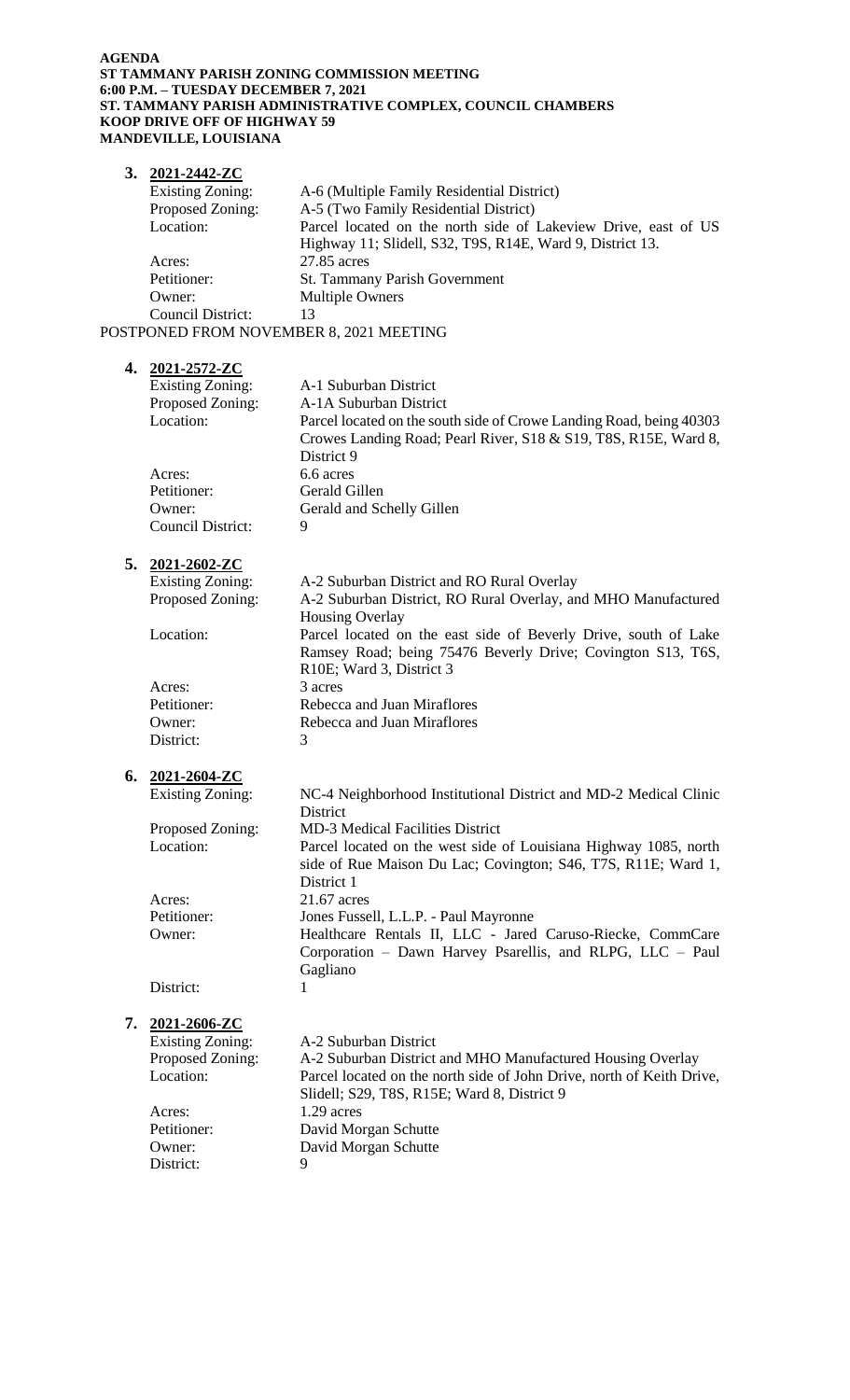**AGENDA**
**ST TAMMANY PARISH ZONING COMMISSION MEETING**
**6:00 P.M. – TUESDAY DECEMBER 7, 2021**
**ST. TAMMANY PARISH ADMINISTRATIVE COMPLEX, COUNCIL CHAMBERS**
**KOOP DRIVE OFF OF HIGHWAY 59**
**MANDEVILLE, LOUISIANA**

**3. 2021-2442-ZC**

| | |
|---|---|
| Existing Zoning: | A-6 (Multiple Family Residential District) |
| Proposed Zoning: | A-5 (Two Family Residential District) |
| Location: | Parcel located on the north side of Lakeview Drive, east of US Highway 11; Slidell, S32, T9S, R14E, Ward 9, District 13. |
| Acres: | 27.85 acres |
| Petitioner: | St. Tammany Parish Government |
| Owner: | Multiple Owners |
| Council District: | 13 |

POSTPONED FROM NOVEMBER 8, 2021 MEETING

**4. 2021-2572-ZC**

| | |
|---|---|
| Existing Zoning: | A-1 Suburban District |
| Proposed Zoning: | A-1A Suburban District |
| Location: | Parcel located on the south side of Crowe Landing Road, being 40303 Crowes Landing Road; Pearl River, S18 & S19, T8S, R15E, Ward 8, District 9 |
| Acres: | 6.6 acres |
| Petitioner: | Gerald Gillen |
| Owner: | Gerald and Schelly Gillen |
| Council District: | 9 |

**5. 2021-2602-ZC**

| | |
|---|---|
| Existing Zoning: | A-2 Suburban District and RO Rural Overlay |
| Proposed Zoning: | A-2 Suburban District, RO Rural Overlay, and MHO Manufactured Housing Overlay |
| Location: | Parcel located on the east side of Beverly Drive, south of Lake Ramsey Road; being 75476 Beverly Drive; Covington S13, T6S, R10E; Ward 3, District 3 |
| Acres: | 3 acres |
| Petitioner: | Rebecca and Juan Miraflores |
| Owner: | Rebecca and Juan Miraflores |
| District: | 3 |

**6. 2021-2604-ZC**

| | |
|---|---|
| Existing Zoning: | NC-4 Neighborhood Institutional District and MD-2 Medical Clinic District |
| Proposed Zoning: | MD-3 Medical Facilities District |
| Location: | Parcel located on the west side of Louisiana Highway 1085, north side of Rue Maison Du Lac; Covington; S46, T7S, R11E; Ward 1, District 1 |
| Acres: | 21.67 acres |
| Petitioner: | Jones Fussell, L.L.P. - Paul Mayronne |
| Owner: | Healthcare Rentals II, LLC - Jared Caruso-Riecke, CommCare Corporation – Dawn Harvey Psarellis, and RLPG, LLC – Paul Gagliano |
| District: | 1 |

**7. 2021-2606-ZC**

| | |
|---|---|
| Existing Zoning: | A-2 Suburban District |
| Proposed Zoning: | A-2 Suburban District and MHO Manufactured Housing Overlay |
| Location: | Parcel located on the north side of John Drive, north of Keith Drive, Slidell; S29, T8S, R15E; Ward 8, District 9 |
| Acres: | 1.29 acres |
| Petitioner: | David Morgan Schutte |
| Owner: | David Morgan Schutte |
| District: | 9 |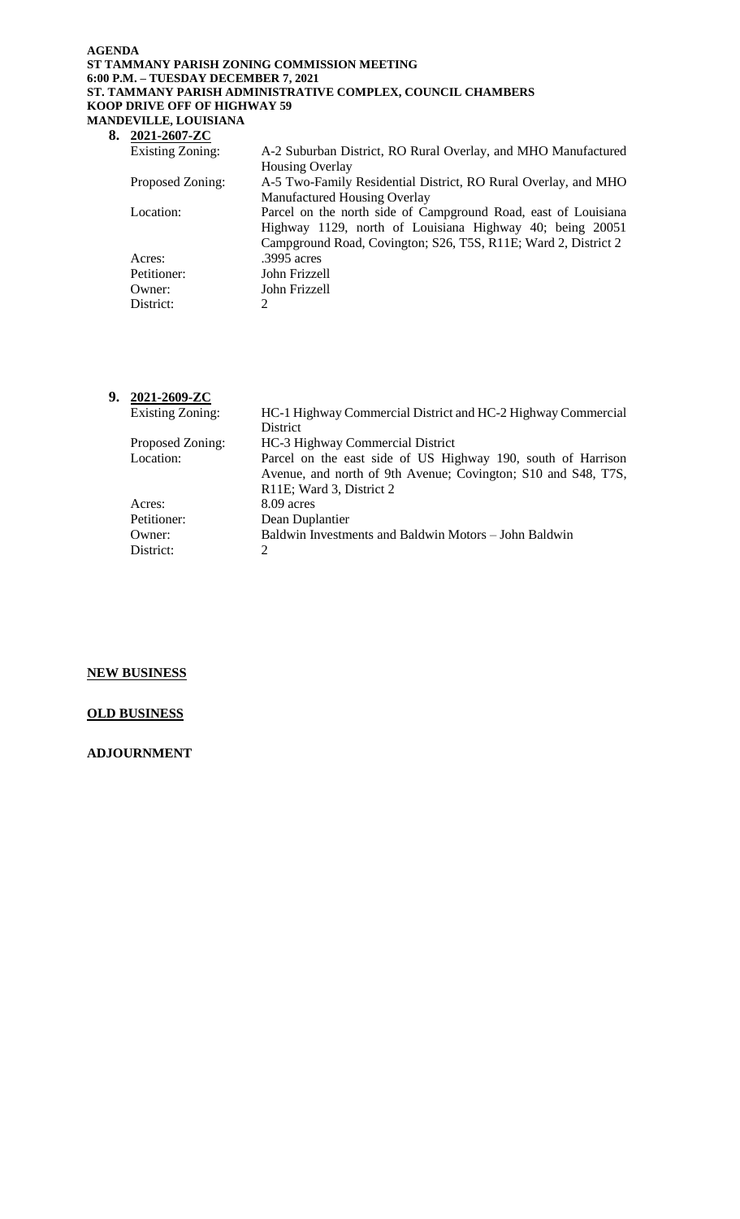**AGENDA**
**ST TAMMANY PARISH ZONING COMMISSION MEETING**
**6:00 P.M. – TUESDAY DECEMBER 7, 2021**
**ST. TAMMANY PARISH ADMINISTRATIVE COMPLEX, COUNCIL CHAMBERS**
**KOOP DRIVE OFF OF HIGHWAY 59**
**MANDEVILLE, LOUISIANA**

**8. 2021-2607-ZC**

| | |
|---|---|
| Existing Zoning: | A-2 Suburban District, RO Rural Overlay, and MHO Manufactured Housing Overlay |
| Proposed Zoning: | A-5 Two-Family Residential District, RO Rural Overlay, and MHO Manufactured Housing Overlay |
| Location: | Parcel on the north side of Campground Road, east of Louisiana Highway 1129, north of Louisiana Highway 40; being 20051 Campground Road, Covington; S26, T5S, R11E; Ward 2, District 2 |
| Acres: | .3995 acres |
| Petitioner: | John Frizzell |
| Owner: | John Frizzell |
| District: | 2 |

**9. 2021-2609-ZC**

| | |
|---|---|
| Existing Zoning: | HC-1 Highway Commercial District and HC-2 Highway Commercial District |
| Proposed Zoning: | HC-3 Highway Commercial District |
| Location: | Parcel on the east side of US Highway 190, south of Harrison Avenue, and north of 9th Avenue; Covington; S10 and S48, T7S, R11E; Ward 3, District 2 |
| Acres: | 8.09 acres |
| Petitioner: | Dean Duplantier |
| Owner: | Baldwin Investments and Baldwin Motors – John Baldwin |
| District: | 2 |

**NEW BUSINESS**

**OLD BUSINESS**

**ADJOURNMENT**